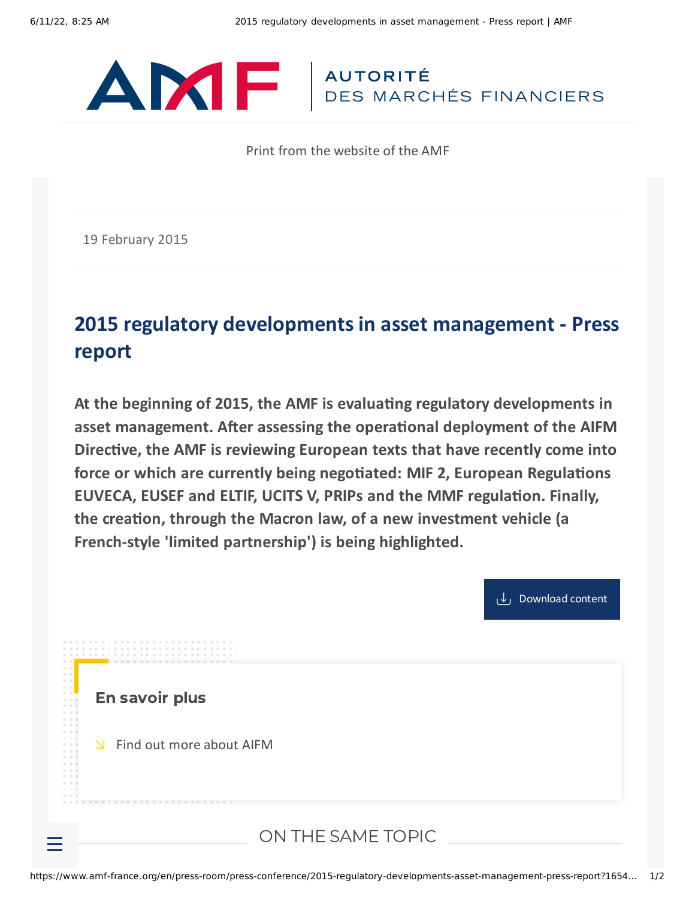AUTORITÉ DES MARCHÉS FINANCIERS

Print from the website of the AMF

19 February 2015

# 2015 regulatory developments in asset management - Press report

**At the beginning of 2015, the AMF is evaluating regulatory developments in asset management. After assessing the operational deployment of the AIFM Directive, the AMF is reviewing European texts that have recently come into force or which are currently being negotiated: MIF 2, European Regulations EUVECA, EUSEF and ELTIF, UCITS V, PRIPs and the MMF regulation. Finally, the creation, through the Macron law, of a new investment vehicle (a French-style 'limited partnership') is being highlighted.**

Download content

## En savoir plus

- Find out more about AIFM

## ON THE SAME TOPIC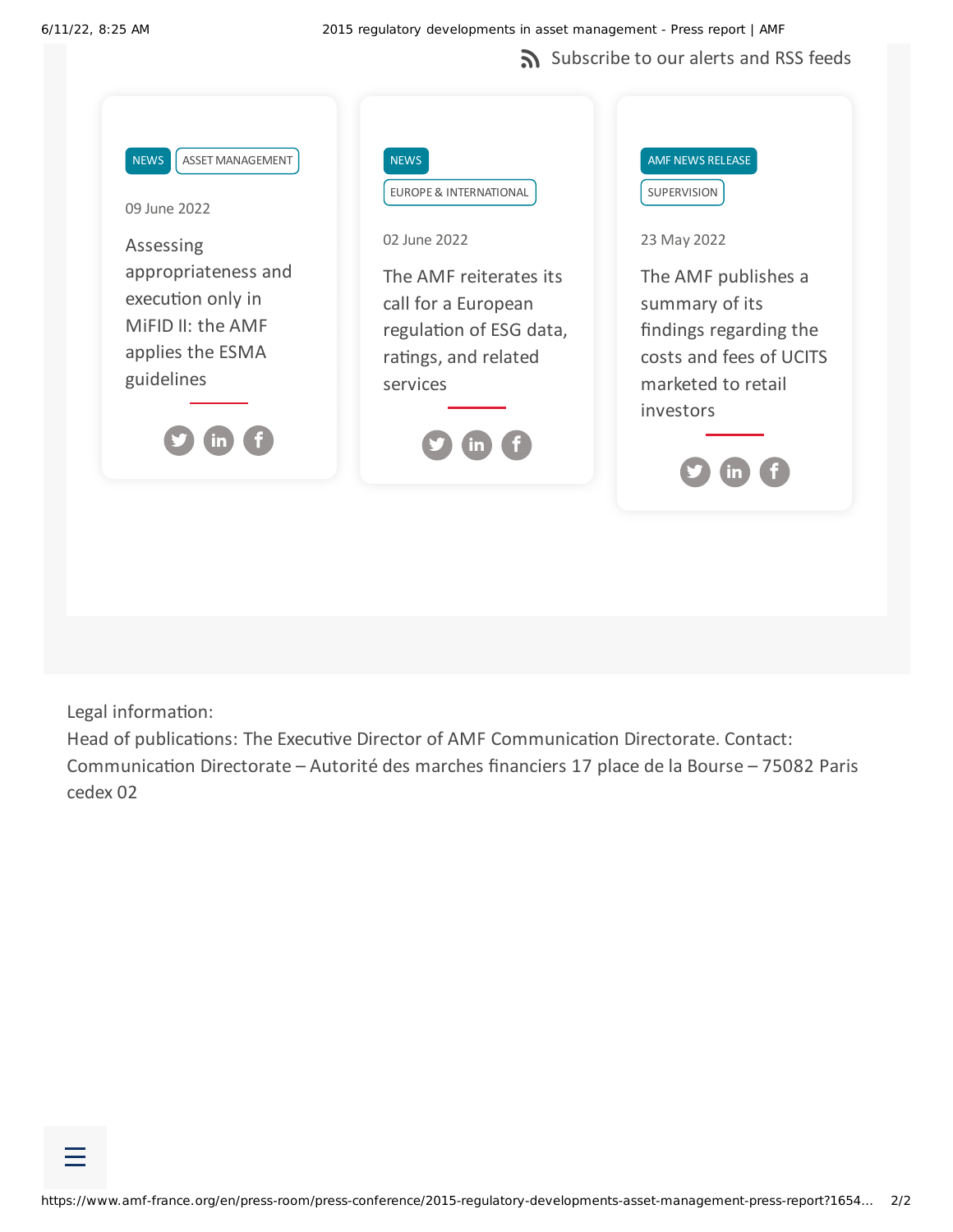Subscribe to our alerts and RSS feeds

NEWS | ASSET MANAGEMENT

09 June 2022

Assessing appropriateness and execution only in MiFID II: the AMF applies the ESMA guidelines

NEWS | EUROPE & INTERNATIONAL

02 June 2022

The AMF reiterates its call for a European regulation of ESG data, ratings, and related services

AMF NEWS RELEASE | SUPERVISION

23 May 2022

The AMF publishes a summary of its findings regarding the costs and fees of UCITS marketed to retail investors

Legal information:
Head of publications: The Executive Director of AMF Communication Directorate. Contact: Communication Directorate – Autorité des marches financiers 17 place de la Bourse – 75082 Paris cedex 02